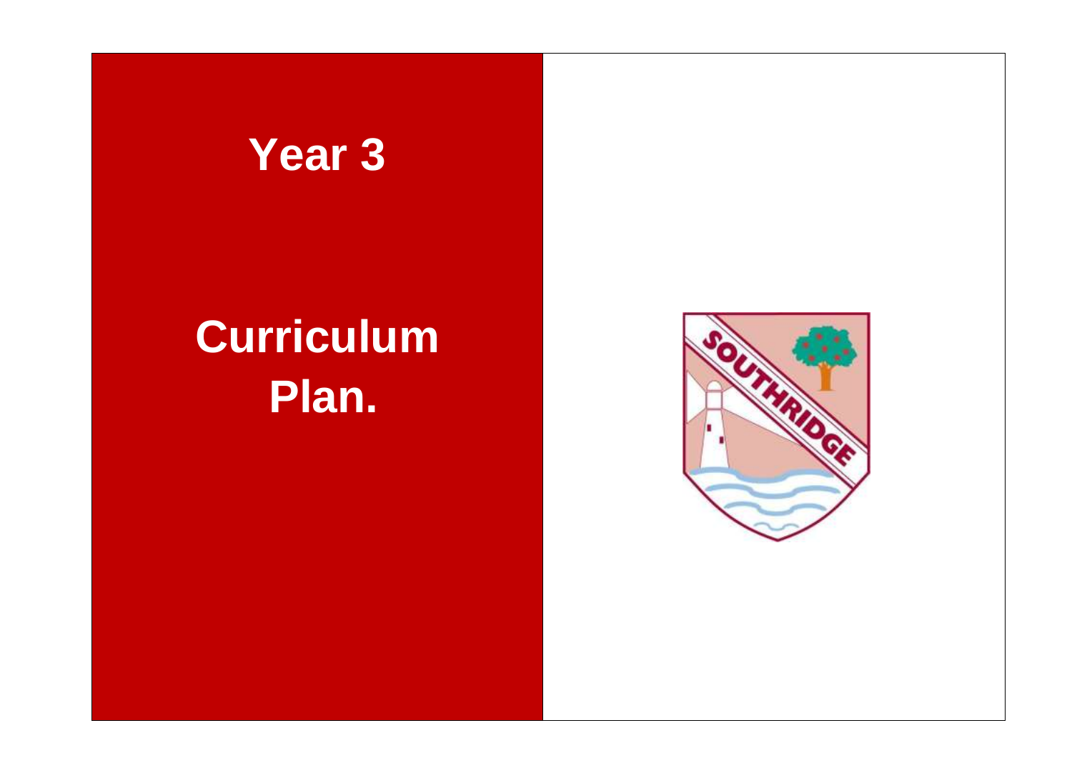# Year 3

# Curriculum Plan.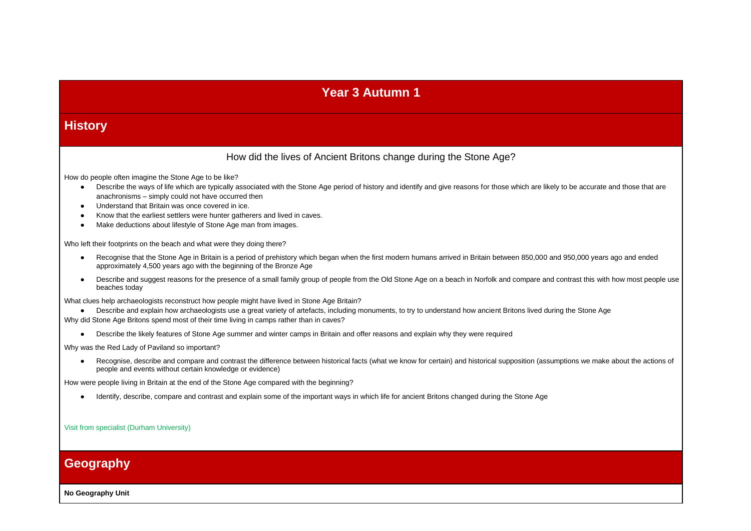# Year 3 Autumn 1

## History

### How did the lives of Ancient Britons change during the Stone Age?

How do people often imagine the Stone Age to be like?

- Describe the ways of life which are typically associated with the Stone Age period of history and identify and give reasons for those which are likely to be accurate and those that are anachronisms – simply could not have occurred then
- Understand that Britain was once covered in ice.
- Know that the earliest settlers were hunter gatherers and lived in caves.
- Make deductions about lifestyle of Stone Age man from images.

Who left their footprints on the beach and what were they doing there?

- Recognise that the Stone Age in Britain is a period of prehistory which began when the first modern humans arrived in Britain between 850,000 and 950,000 years ago and ended approximately 4,500 years ago with the beginning of the Bronze Age
- Describe and suggest reasons for the presence of a small family group of people from the Old Stone Age on a beach in Norfolk and compare and contrast this with how most people use beaches today

What clues help archaeologists reconstruct how people might have lived in Stone Age Britain?

- Describe and explain how archaeologists use a great variety of artefacts, including monuments, to try to understand how ancient Britons lived during the Stone Age

Why did Stone Age Britons spend most of their time living in camps rather than in caves?

- Describe the likely features of Stone Age summer and winter camps in Britain and offer reasons and explain why they were required

Why was the Red Lady of Paviland so important?

- Recognise, describe and compare and contrast the difference between historical facts (what we know for certain) and historical supposition (assumptions we make about the actions of people and events without certain knowledge or evidence)

How were people living in Britain at the end of the Stone Age compared with the beginning?

- Identify, describe, compare and contrast and explain some of the important ways in which life for ancient Britons changed during the Stone Age

Visit from specialist (Durham University)

## Geography

**No Geography Unit**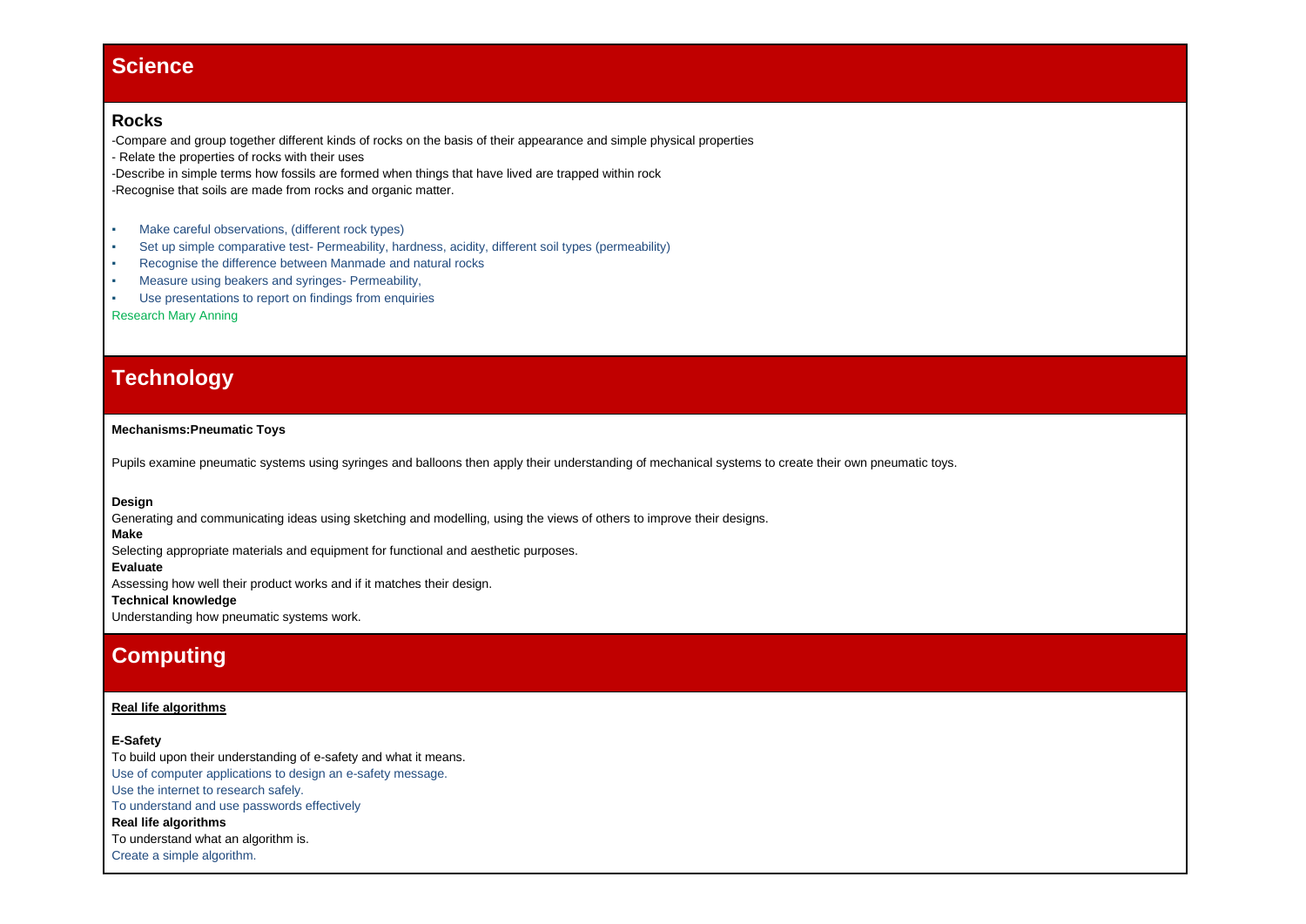## Science

### Rocks

-Compare and group together different kinds of rocks on the basis of their appearance and simple physical properties
- Relate the properties of rocks with their uses
-Describe in simple terms how fossils are formed when things that have lived are trapped within rock
-Recognise that soils are made from rocks and organic matter.

- Make careful observations, (different rock types)
- Set up simple comparative test- Permeability, hardness, acidity, different soil types (permeability)
- Recognise the difference between Manmade and natural rocks
- Measure using beakers and syringes- Permeability,
- Use presentations to report on findings from enquiries

Research Mary Anning

## Technology

**Mechanisms:Pneumatic Toys**

Pupils examine pneumatic systems using syringes and balloons then apply their understanding of mechanical systems to create their own pneumatic toys.

**Design**
Generating and communicating ideas using sketching and modelling, using the views of others to improve their designs.
**Make**
Selecting appropriate materials and equipment for functional and aesthetic purposes.
**Evaluate**
Assessing how well their product works and if it matches their design.
**Technical knowledge**
Understanding how pneumatic systems work.

## Computing

**Real life algorithms**

**E-Safety**
To build upon their understanding of e-safety and what it means.
Use of computer applications to design an e-safety message.
Use the internet to research safely.
To understand and use passwords effectively
**Real life algorithms**
To understand what an algorithm is.
Create a simple algorithm.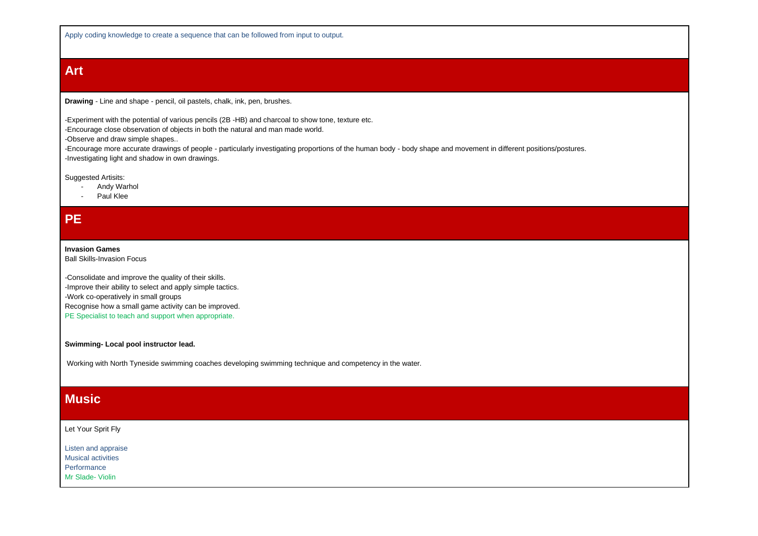Apply coding knowledge to create a sequence that can be followed from input to output.

## Art

**Drawing** - Line and shape - pencil, oil pastels, chalk, ink, pen, brushes.

-Experiment with the potential of various pencils (2B -HB) and charcoal to show tone, texture etc.
-Encourage close observation of objects in both the natural and man made world.
-Observe and draw simple shapes..
-Encourage more accurate drawings of people - particularly investigating proportions of the human body - body shape and movement in different positions/postures.
-Investigating light and shadow in own drawings.

Suggested Artisits:

- Andy Warhol
- Paul Klee

## PE

**Invasion Games**
Ball Skills-Invasion Focus

-Consolidate and improve the quality of their skills.
-Improve their ability to select and apply simple tactics.
-Work co-operatively in small groups
Recognise how a small game activity can be improved.
PE Specialist to teach and support when appropriate.

**Swimming- Local pool instructor lead.**

Working with North Tyneside swimming coaches developing swimming technique and competency in the water.

## Music

Let Your Sprit Fly

Listen and appraise
Musical activities
Performance
Mr Slade- Violin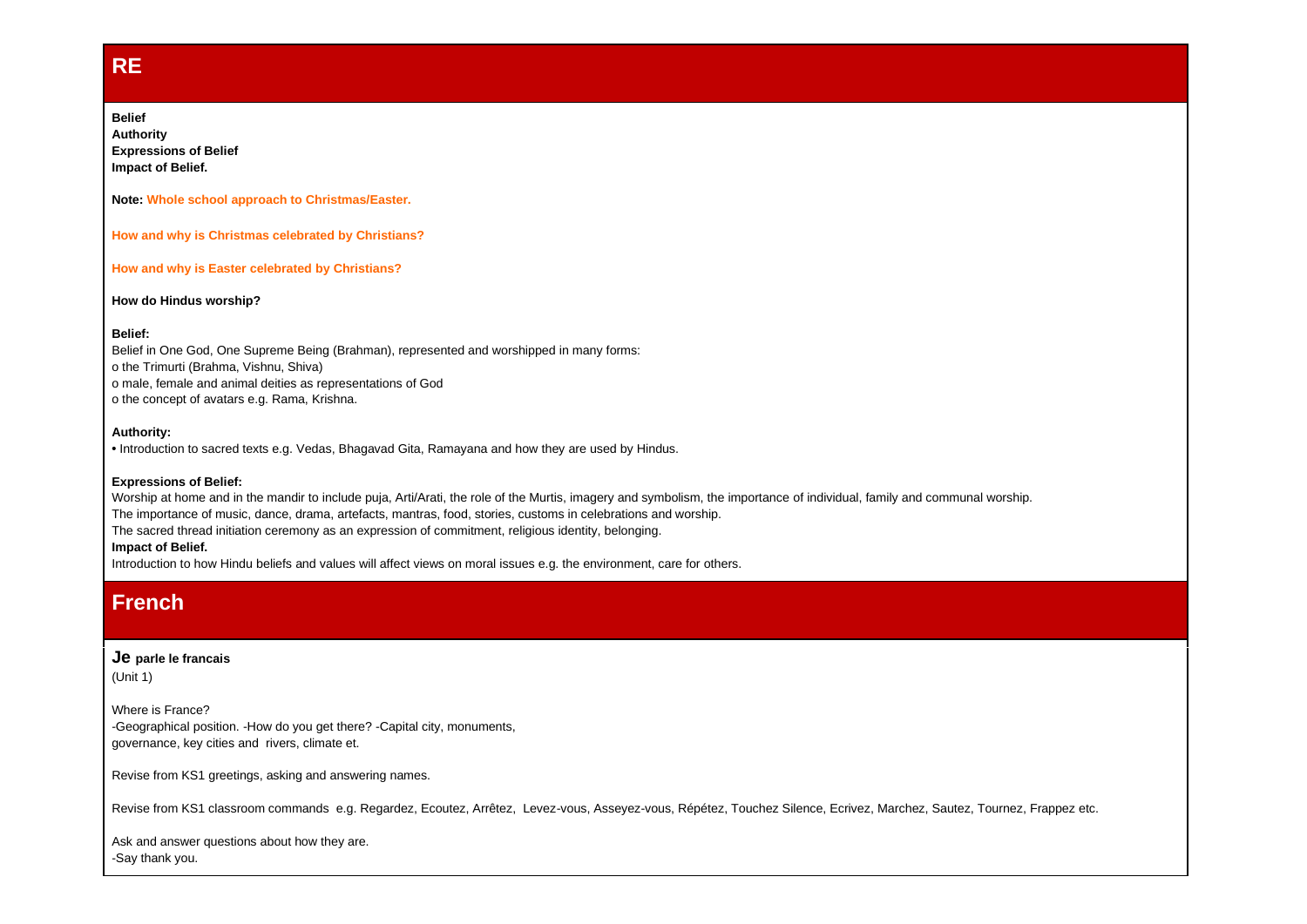# RE

**Belief**
**Authority**
**Expressions of Belief**
**Impact of Belief.**

**Note: Whole school approach to Christmas/Easter.**

**How and why is Christmas celebrated by Christians?**

**How and why is Easter celebrated by Christians?**

**How do Hindus worship?**

**Belief:**

Belief in One God, One Supreme Being (Brahman), represented and worshipped in many forms:

- o the Trimurti (Brahma, Vishnu, Shiva)
- o male, female and animal deities as representations of God
- o the concept of avatars e.g. Rama, Krishna.

**Authority:**

• Introduction to sacred texts e.g. Vedas, Bhagavad Gita, Ramayana and how they are used by Hindus.

**Expressions of Belief:**

Worship at home and in the mandir to include puja, Arti/Arati, the role of the Murtis, imagery and symbolism, the importance of individual, family and communal worship.
The importance of music, dance, drama, artefacts, mantras, food, stories, customs in celebrations and worship.
The sacred thread initiation ceremony as an expression of commitment, religious identity, belonging.

**Impact of Belief.**

Introduction to how Hindu beliefs and values will affect views on moral issues e.g. the environment, care for others.

# French

**Je parle le francais**
(Unit 1)

Where is France?
-Geographical position. -How do you get there? -Capital city, monuments, governance, key cities and rivers, climate et.

Revise from KS1 greetings, asking and answering names.

Revise from KS1 classroom commands e.g. Regardez, Ecoutez, Arrêtez, Levez-vous, Asseyez-vous, Répétez, Touchez Silence, Ecrivez, Marchez, Sautez, Tournez, Frappez etc.

Ask and answer questions about how they are.
-Say thank you.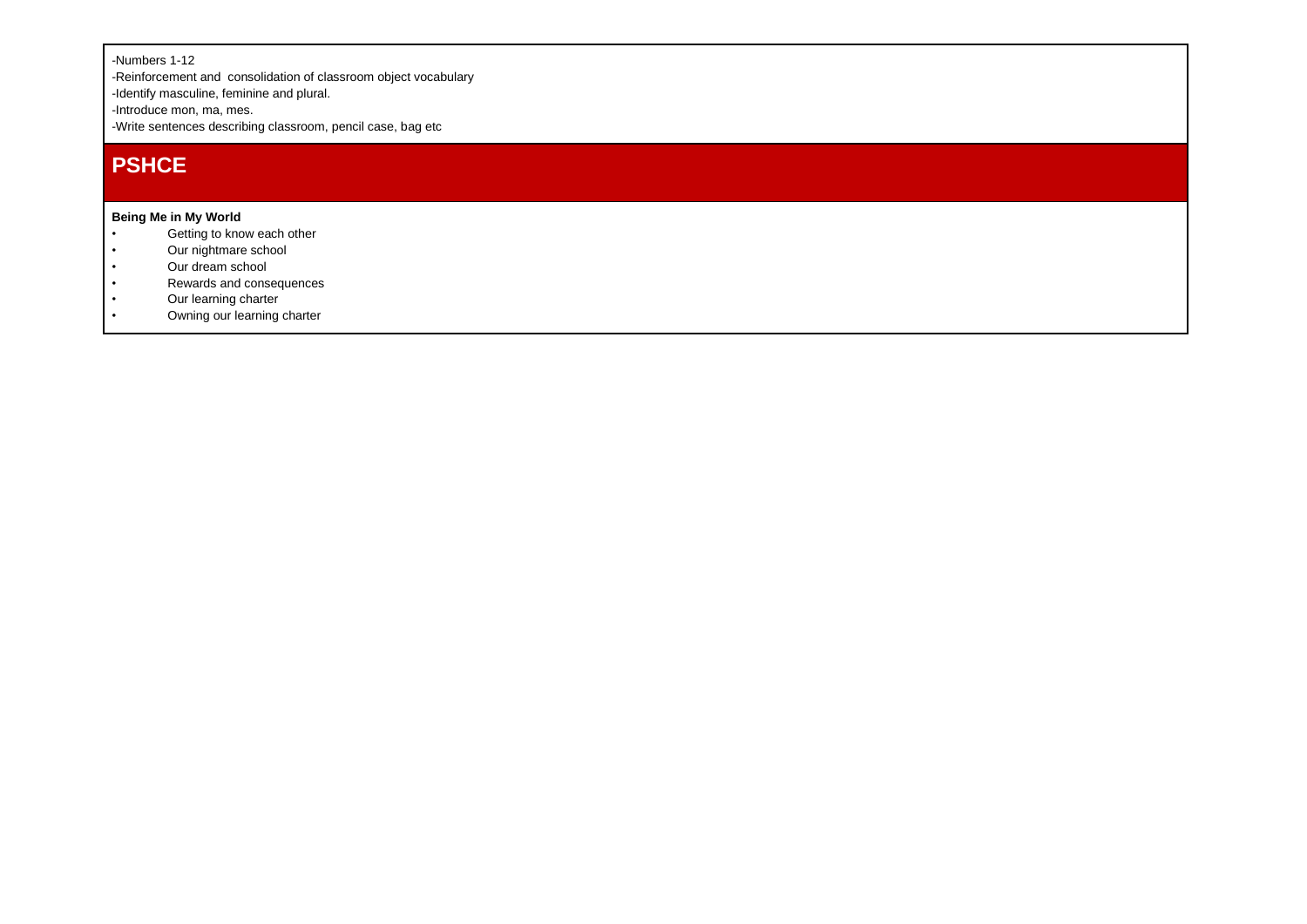-Numbers 1-12
-Reinforcement and consolidation of classroom object vocabulary
-Identify masculine, feminine and plural.
-Introduce mon, ma, mes.
-Write sentences describing classroom, pencil case, bag etc

## PSHCE

**Being Me in My World**

- Getting to know each other
- Our nightmare school
- Our dream school
- Rewards and consequences
- Our learning charter
- Owning our learning charter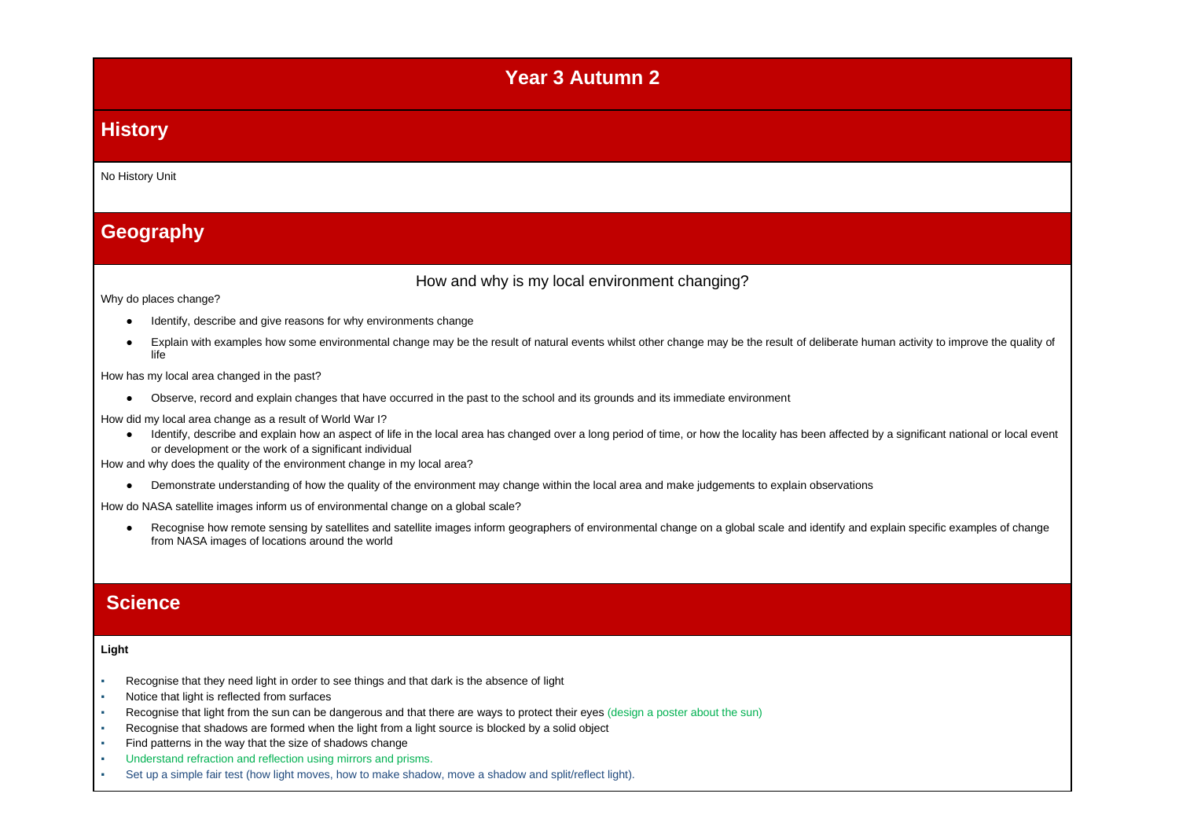# Year 3 Autumn 2

## History

No History Unit

## Geography

How and why is my local environment changing?

Why do places change?

- Identify, describe and give reasons for why environments change
- Explain with examples how some environmental change may be the result of natural events whilst other change may be the result of deliberate human activity to improve the quality of life

How has my local area changed in the past?

- Observe, record and explain changes that have occurred in the past to the school and its grounds and its immediate environment

How did my local area change as a result of World War I?

- Identify, describe and explain how an aspect of life in the local area has changed over a long period of time, or how the locality has been affected by a significant national or local event or development or the work of a significant individual

How and why does the quality of the environment change in my local area?

- Demonstrate understanding of how the quality of the environment may change within the local area and make judgements to explain observations

How do NASA satellite images inform us of environmental change on a global scale?

- Recognise how remote sensing by satellites and satellite images inform geographers of environmental change on a global scale and identify and explain specific examples of change from NASA images of locations around the world

## Science

**Light**

- Recognise that they need light in order to see things and that dark is the absence of light
- Notice that light is reflected from surfaces
- Recognise that light from the sun can be dangerous and that there are ways to protect their eyes (design a poster about the sun)
- Recognise that shadows are formed when the light from a light source is blocked by a solid object
- Find patterns in the way that the size of shadows change
- Understand refraction and reflection using mirrors and prisms.
- Set up a simple fair test (how light moves, how to make shadow, move a shadow and split/reflect light).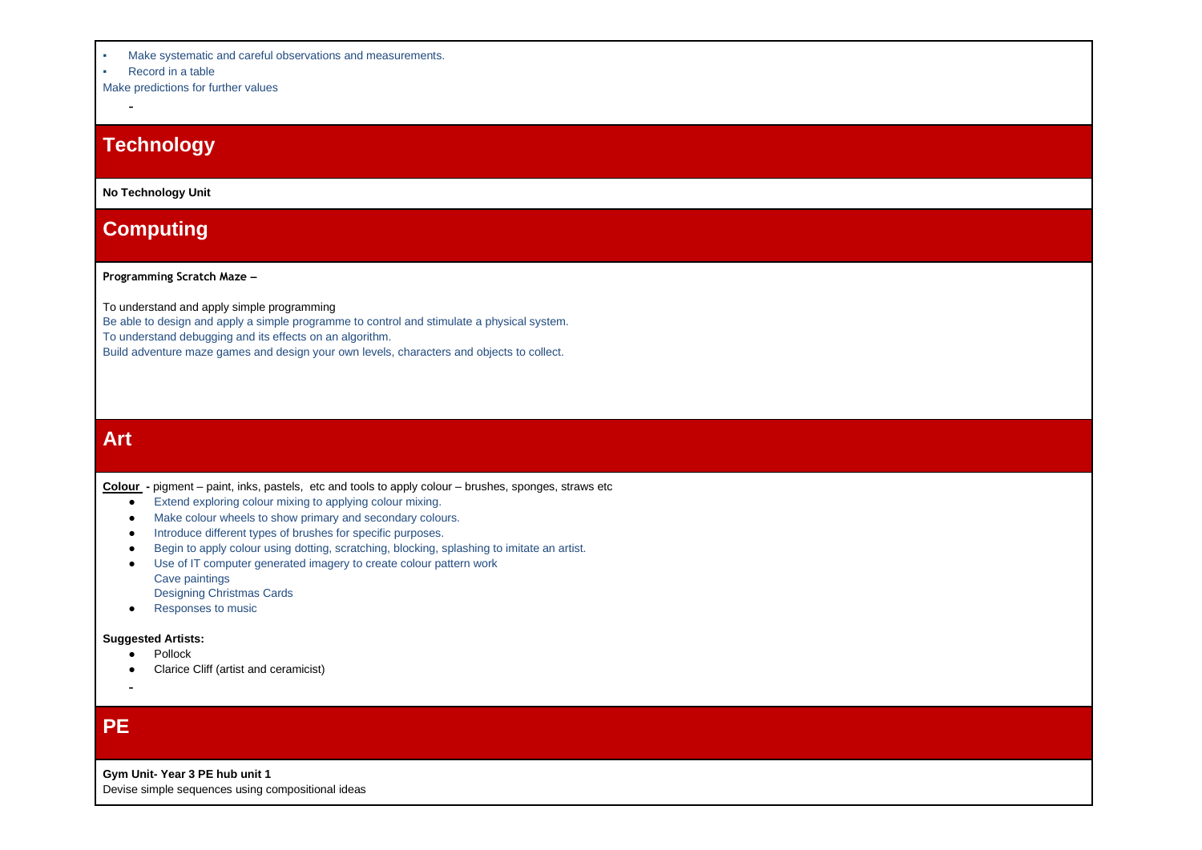- Make systematic and careful observations and measurements.
- Record in a table

Make predictions for further values

-

## Technology

**No Technology Unit**

## Computing

**Programming Scratch Maze –**

To understand and apply simple programming

Be able to design and apply a simple programme to control and stimulate a physical system.

To understand debugging and its effects on an algorithm.

Build adventure maze games and design your own levels, characters and objects to collect.

## Art

**Colour** - pigment – paint, inks, pastels, etc and tools to apply colour – brushes, sponges, straws etc

- Extend exploring colour mixing to applying colour mixing.
- Make colour wheels to show primary and secondary colours.
- Introduce different types of brushes for specific purposes.
- Begin to apply colour using dotting, scratching, blocking, splashing to imitate an artist.
- Use of IT computer generated imagery to create colour pattern work
  Cave paintings
  Designing Christmas Cards
- Responses to music

**Suggested Artists:**

- Pollock
- Clarice Cliff (artist and ceramicist)

-

## PE

**Gym Unit- Year 3 PE hub unit 1**

Devise simple sequences using compositional ideas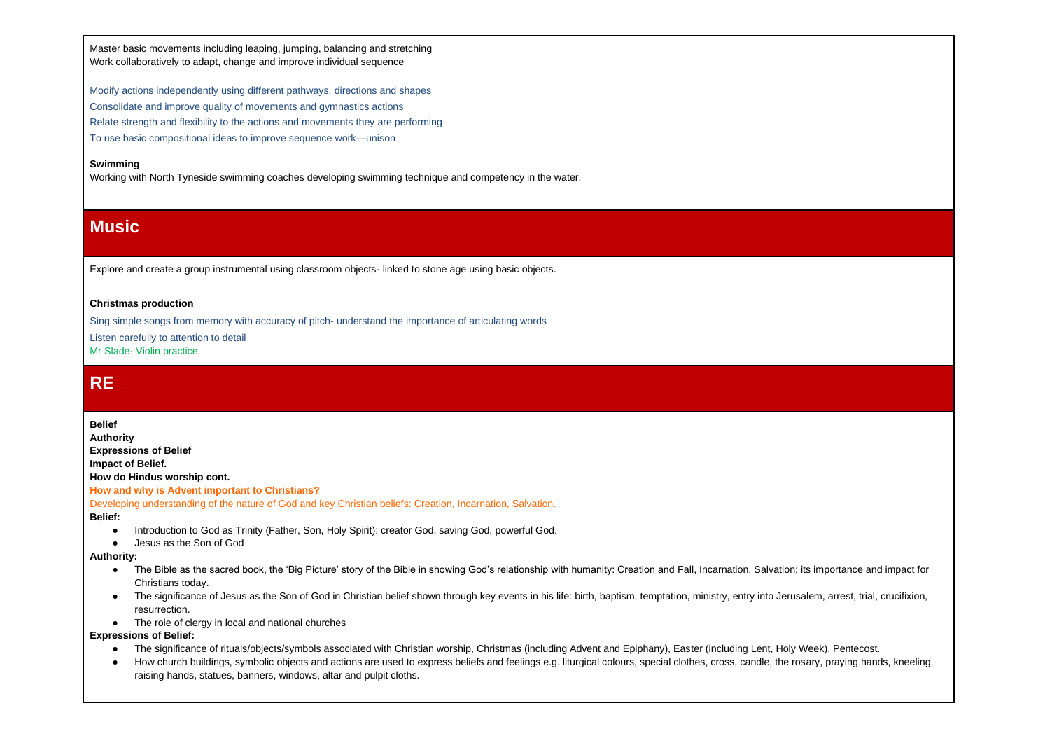Master basic movements including leaping, jumping, balancing and stretching
Work collaboratively to adapt, change and improve individual sequence

Modify actions independently using different pathways, directions and shapes

Consolidate and improve quality of movements and gymnastics actions

Relate strength and flexibility to the actions and movements they are performing

To use basic compositional ideas to improve sequence work—unison

**Swimming**
Working with North Tyneside swimming coaches developing swimming technique and competency in the water.

## Music

Explore and create a group instrumental using classroom objects- linked to stone age using basic objects.

**Christmas production**

Sing simple songs from memory with accuracy of pitch- understand the importance of articulating words

Listen carefully to attention to detail
Mr Slade- Violin practice

## RE

**Belief**
**Authority**
**Expressions of Belief**
**Impact of Belief.**
**How do Hindus worship cont.**
**How and why is Advent important to Christians?**
Developing understanding of the nature of God and key Christian beliefs: Creation, Incarnation, Salvation.
**Belief:**

- Introduction to God as Trinity (Father, Son, Holy Spirit): creator God, saving God, powerful God.
- Jesus as the Son of God

**Authority:**

- The Bible as the sacred book, the 'Big Picture' story of the Bible in showing God's relationship with humanity: Creation and Fall, Incarnation, Salvation; its importance and impact for Christians today.
- The significance of Jesus as the Son of God in Christian belief shown through key events in his life: birth, baptism, temptation, ministry, entry into Jerusalem, arrest, trial, crucifixion, resurrection.
- The role of clergy in local and national churches

**Expressions of Belief:**

- The significance of rituals/objects/symbols associated with Christian worship, Christmas (including Advent and Epiphany), Easter (including Lent, Holy Week), Pentecost.
- How church buildings, symbolic objects and actions are used to express beliefs and feelings e.g. liturgical colours, special clothes, cross, candle, the rosary, praying hands, kneeling, raising hands, statues, banners, windows, altar and pulpit cloths.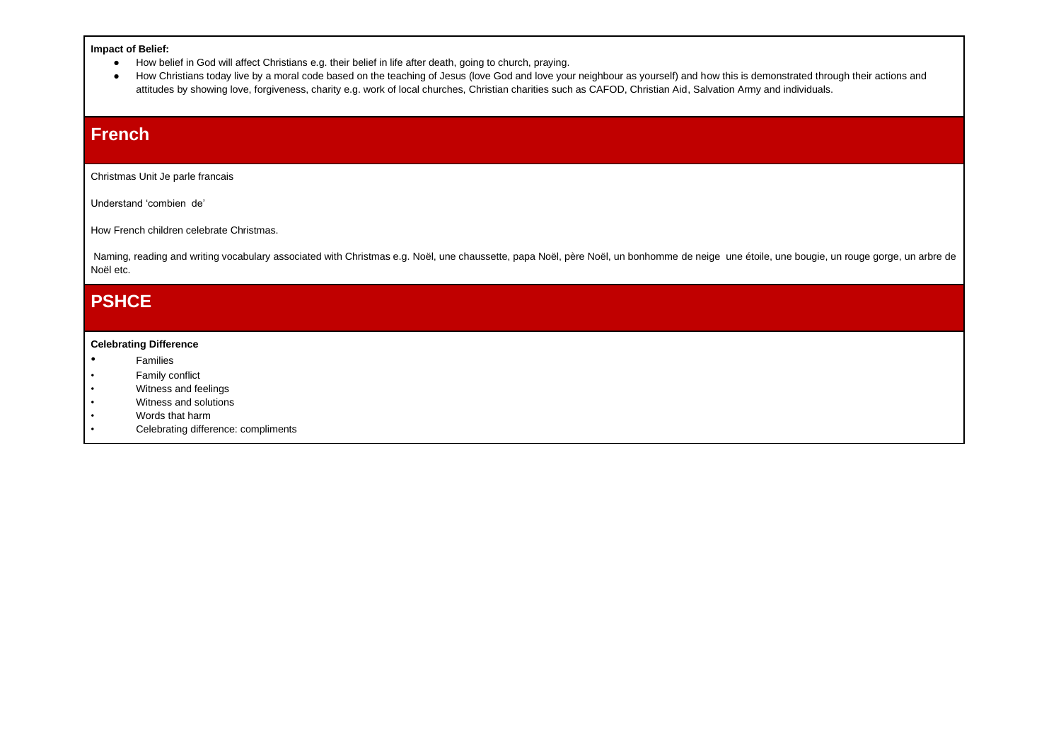**Impact of Belief:**

- How belief in God will affect Christians e.g. their belief in life after death, going to church, praying.
- How Christians today live by a moral code based on the teaching of Jesus (love God and love your neighbour as yourself) and how this is demonstrated through their actions and attitudes by showing love, forgiveness, charity e.g. work of local churches, Christian charities such as CAFOD, Christian Aid, Salvation Army and individuals.

## French

Christmas Unit Je parle francais

Understand 'combien de'

How French children celebrate Christmas.

Naming, reading and writing vocabulary associated with Christmas e.g. Noël, une chaussette, papa Noël, père Noël, un bonhomme de neige une étoile, une bougie, un rouge gorge, un arbre de Noël etc.

## PSHCE

**Celebrating Difference**

- Families
- Family conflict
- Witness and feelings
- Witness and solutions
- Words that harm
- Celebrating difference: compliments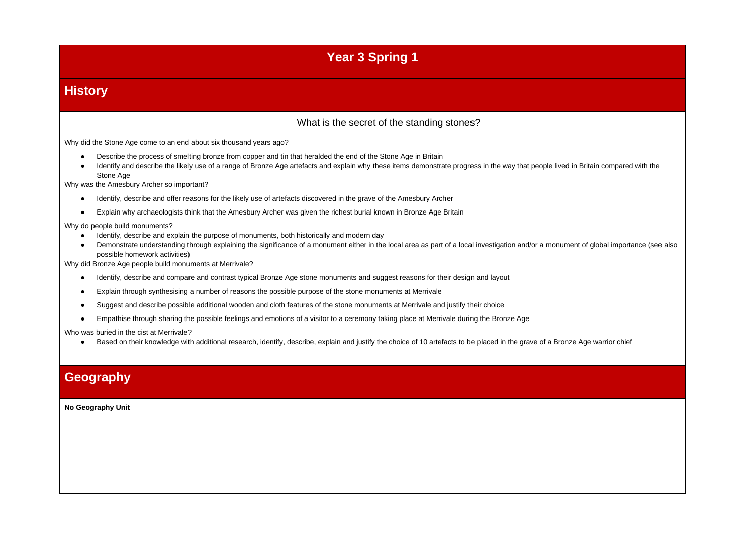# Year 3 Spring 1

## History

### What is the secret of the standing stones?

Why did the Stone Age come to an end about six thousand years ago?

- Describe the process of smelting bronze from copper and tin that heralded the end of the Stone Age in Britain
- Identify and describe the likely use of a range of Bronze Age artefacts and explain why these items demonstrate progress in the way that people lived in Britain compared with the Stone Age

Why was the Amesbury Archer so important?

- Identify, describe and offer reasons for the likely use of artefacts discovered in the grave of the Amesbury Archer
- Explain why archaeologists think that the Amesbury Archer was given the richest burial known in Bronze Age Britain

Why do people build monuments?

- Identify, describe and explain the purpose of monuments, both historically and modern day
- Demonstrate understanding through explaining the significance of a monument either in the local area as part of a local investigation and/or a monument of global importance (see also possible homework activities)

Why did Bronze Age people build monuments at Merrivale?

- Identify, describe and compare and contrast typical Bronze Age stone monuments and suggest reasons for their design and layout
- Explain through synthesising a number of reasons the possible purpose of the stone monuments at Merrivale
- Suggest and describe possible additional wooden and cloth features of the stone monuments at Merrivale and justify their choice
- Empathise through sharing the possible feelings and emotions of a visitor to a ceremony taking place at Merrivale during the Bronze Age

Who was buried in the cist at Merrivale?

- Based on their knowledge with additional research, identify, describe, explain and justify the choice of 10 artefacts to be placed in the grave of a Bronze Age warrior chief

## Geography

**No Geography Unit**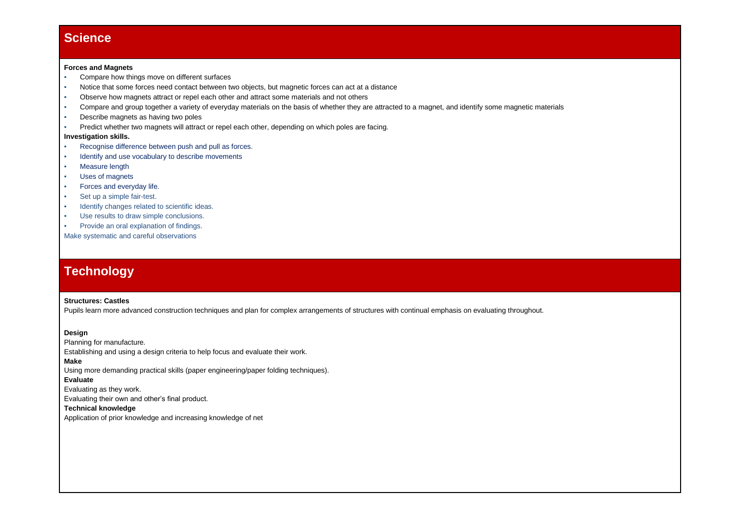## Science

**Forces and Magnets**

- Compare how things move on different surfaces
- Notice that some forces need contact between two objects, but magnetic forces can act at a distance
- Observe how magnets attract or repel each other and attract some materials and not others
- Compare and group together a variety of everyday materials on the basis of whether they are attracted to a magnet, and identify some magnetic materials
- Describe magnets as having two poles
- Predict whether two magnets will attract or repel each other, depending on which poles are facing.

**Investigation skills.**

- Recognise difference between push and pull as forces.
- Identify and use vocabulary to describe movements
- Measure length
- Uses of magnets
- Forces and everyday life.
- Set up a simple fair-test.
- Identify changes related to scientific ideas.
- Use results to draw simple conclusions.
- Provide an oral explanation of findings.

Make systematic and careful observations

## Technology

**Structures: Castles**

Pupils learn more advanced construction techniques and plan for complex arrangements of structures with continual emphasis on evaluating throughout.

**Design**

Planning for manufacture.

Establishing and using a design criteria to help focus and evaluate their work.

**Make**

Using more demanding practical skills (paper engineering/paper folding techniques).

**Evaluate**

Evaluating as they work.

Evaluating their own and other's final product.

**Technical knowledge**

Application of prior knowledge and increasing knowledge of net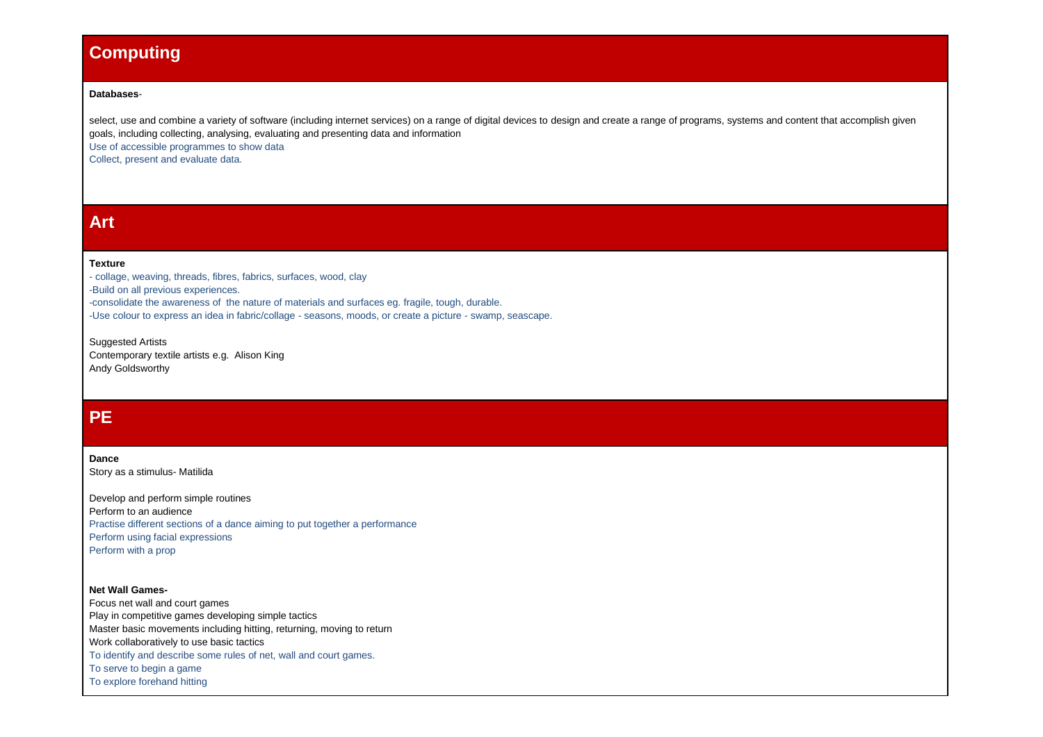## Computing

**Databases**-

select, use and combine a variety of software (including internet services) on a range of digital devices to design and create a range of programs, systems and content that accomplish given goals, including collecting, analysing, evaluating and presenting data and information

Use of accessible programmes to show data

Collect, present and evaluate data.

## Art

**Texture**

- collage, weaving, threads, fibres, fabrics, surfaces, wood, clay

-Build on all previous experiences.

-consolidate the awareness of the nature of materials and surfaces eg. fragile, tough, durable.

-Use colour to express an idea in fabric/collage - seasons, moods, or create a picture - swamp, seascape.

Suggested Artists

Contemporary textile artists e.g. Alison King

Andy Goldsworthy

## PE

**Dance**

Story as a stimulus- Matilida

Develop and perform simple routines

Perform to an audience

Practise different sections of a dance aiming to put together a performance

Perform using facial expressions

Perform with a prop

**Net Wall Games-**

Focus net wall and court games

Play in competitive games developing simple tactics

Master basic movements including hitting, returning, moving to return

Work collaboratively to use basic tactics

To identify and describe some rules of net, wall and court games.

To serve to begin a game

To explore forehand hitting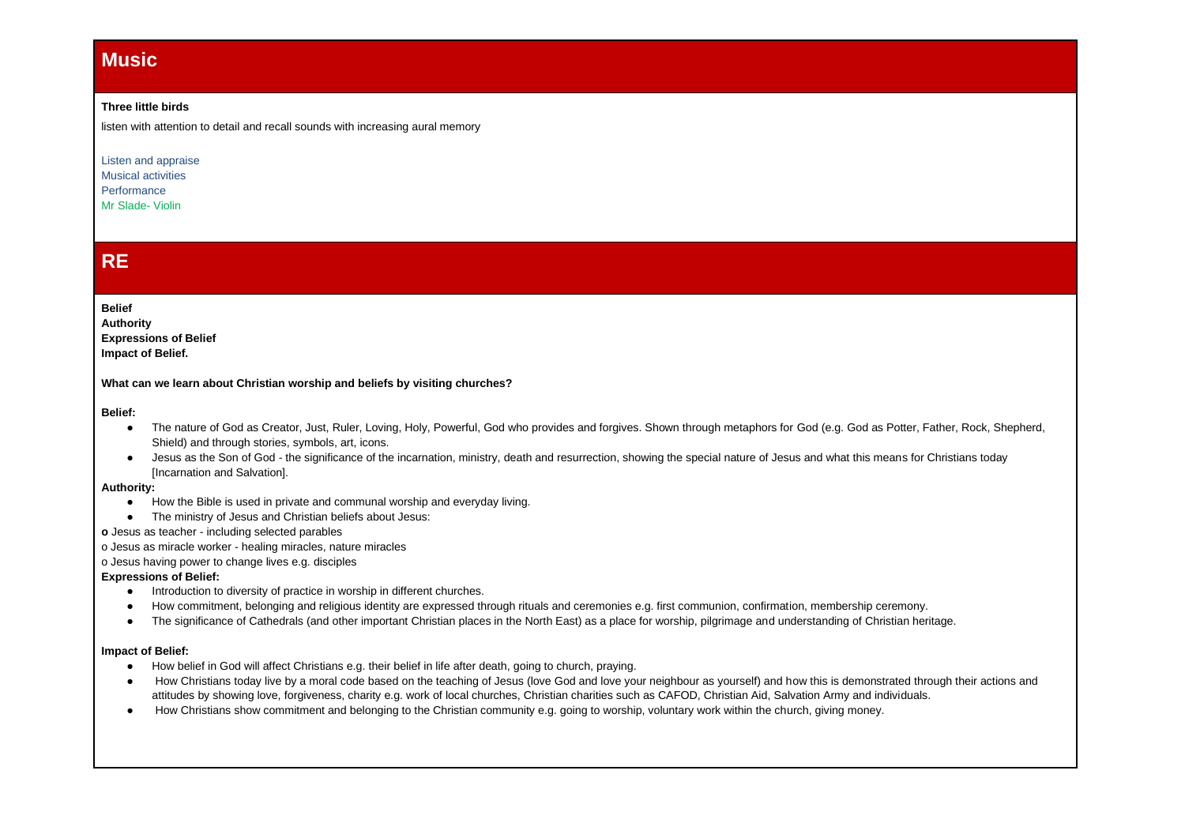## Music

**Three little birds**

listen with attention to detail and recall sounds with increasing aural memory

Listen and appraise
Musical activities
Performance
Mr Slade- Violin

## RE

**Belief**
**Authority**
**Expressions of Belief**
**Impact of Belief.**

**What can we learn about Christian worship and beliefs by visiting churches?**

**Belief:**

- The nature of God as Creator, Just, Ruler, Loving, Holy, Powerful, God who provides and forgives. Shown through metaphors for God (e.g. God as Potter, Father, Rock, Shepherd, Shield) and through stories, symbols, art, icons.
- Jesus as the Son of God - the significance of the incarnation, ministry, death and resurrection, showing the special nature of Jesus and what this means for Christians today [Incarnation and Salvation].

**Authority:**

- How the Bible is used in private and communal worship and everyday living.
- The ministry of Jesus and Christian beliefs about Jesus:

**o** Jesus as teacher - including selected parables
o Jesus as miracle worker - healing miracles, nature miracles
o Jesus having power to change lives e.g. disciples

**Expressions of Belief:**

- Introduction to diversity of practice in worship in different churches.
- How commitment, belonging and religious identity are expressed through rituals and ceremonies e.g. first communion, confirmation, membership ceremony.
- The significance of Cathedrals (and other important Christian places in the North East) as a place for worship, pilgrimage and understanding of Christian heritage.

**Impact of Belief:**

- How belief in God will affect Christians e.g. their belief in life after death, going to church, praying.
- How Christians today live by a moral code based on the teaching of Jesus (love God and love your neighbour as yourself) and how this is demonstrated through their actions and attitudes by showing love, forgiveness, charity e.g. work of local churches, Christian charities such as CAFOD, Christian Aid, Salvation Army and individuals.
- How Christians show commitment and belonging to the Christian community e.g. going to worship, voluntary work within the church, giving money.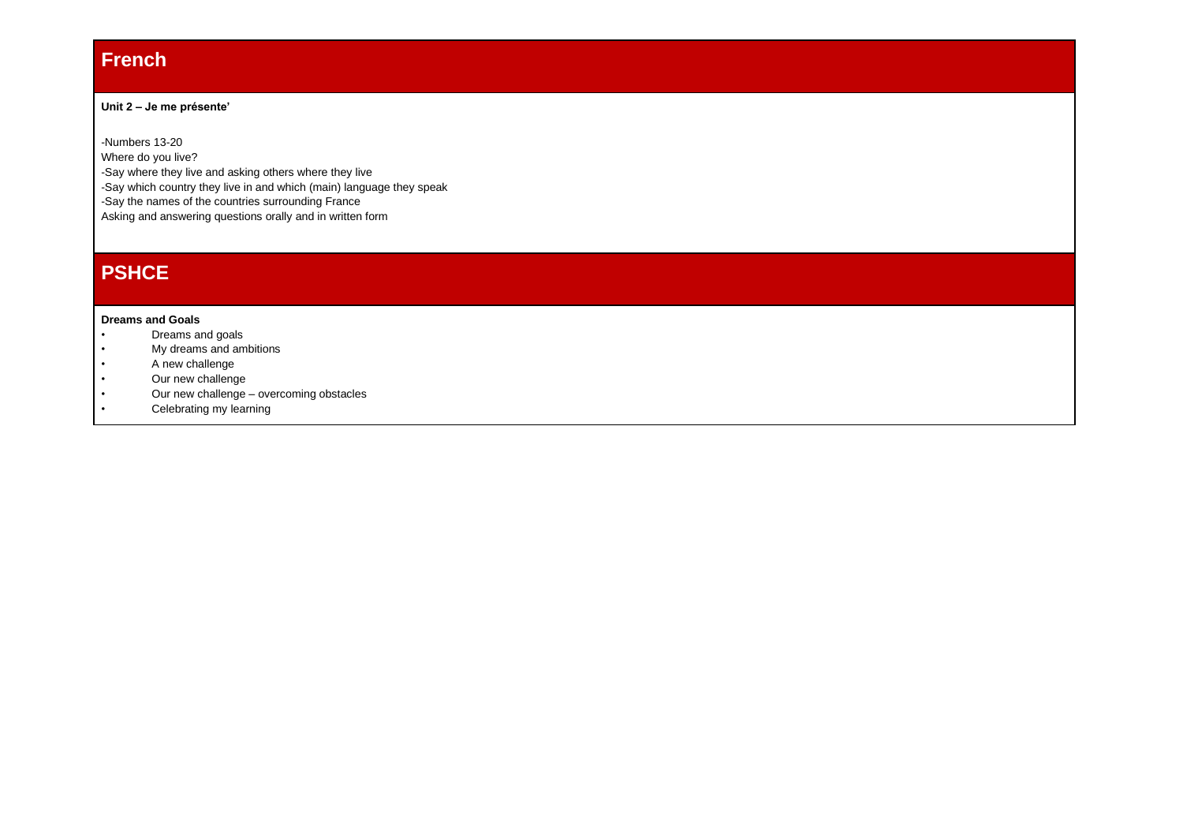## French

**Unit 2 – Je me présente'**

-Numbers 13-20
Where do you live?
-Say where they live and asking others where they live
-Say which country they live in and which (main) language they speak
-Say the names of the countries surrounding France
Asking and answering questions orally and in written form

## PSHCE

**Dreams and Goals**

- Dreams and goals
- My dreams and ambitions
- A new challenge
- Our new challenge
- Our new challenge – overcoming obstacles
- Celebrating my learning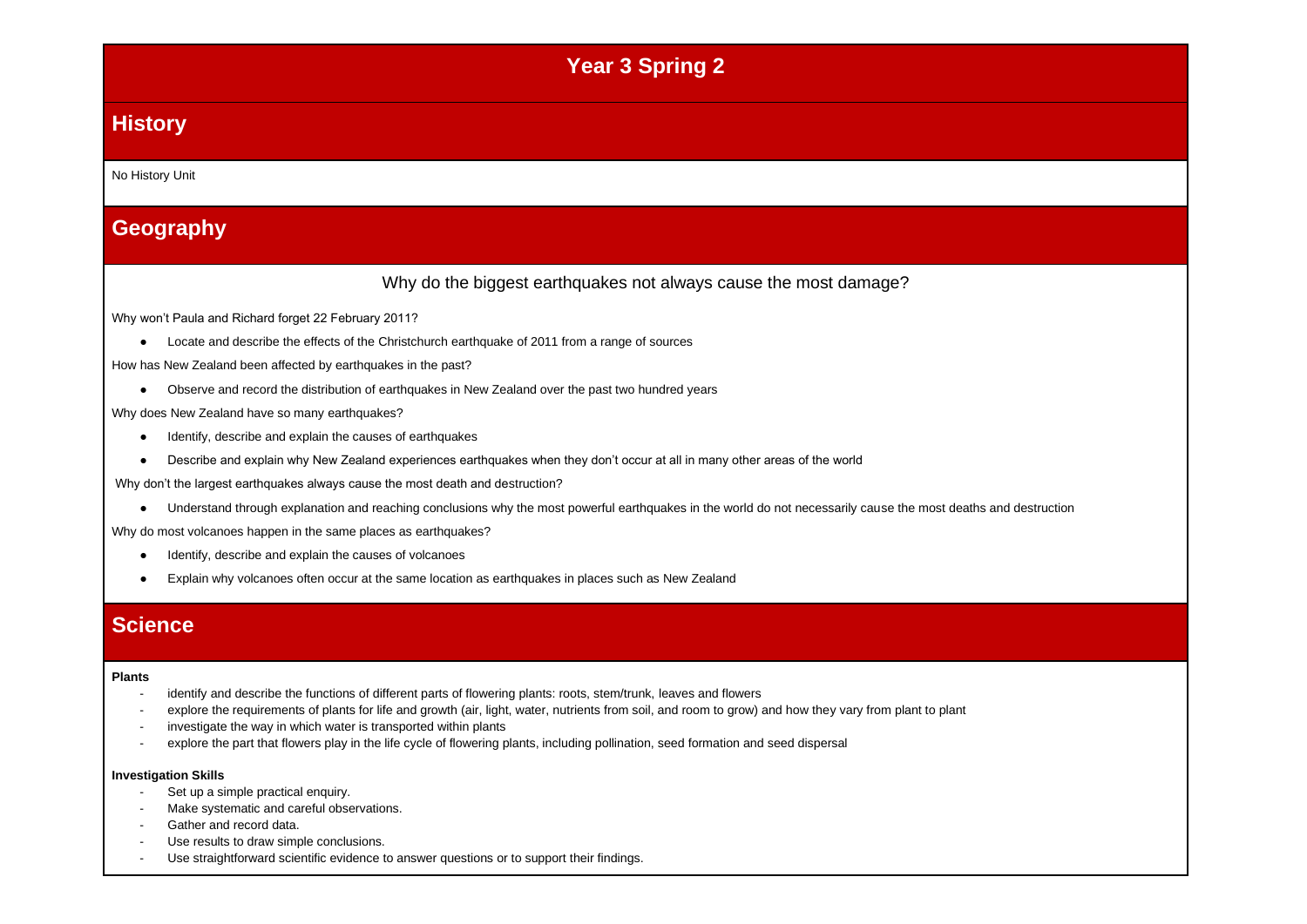# Year 3 Spring 2

## History

No History Unit

## Geography

Why do the biggest earthquakes not always cause the most damage?

Why won't Paula and Richard forget 22 February 2011?

- Locate and describe the effects of the Christchurch earthquake of 2011 from a range of sources

How has New Zealand been affected by earthquakes in the past?

- Observe and record the distribution of earthquakes in New Zealand over the past two hundred years

Why does New Zealand have so many earthquakes?

- Identify, describe and explain the causes of earthquakes
- Describe and explain why New Zealand experiences earthquakes when they don't occur at all in many other areas of the world

Why don't the largest earthquakes always cause the most death and destruction?

- Understand through explanation and reaching conclusions why the most powerful earthquakes in the world do not necessarily cause the most deaths and destruction

Why do most volcanoes happen in the same places as earthquakes?

- Identify, describe and explain the causes of volcanoes
- Explain why volcanoes often occur at the same location as earthquakes in places such as New Zealand

## Science

**Plants**

- identify and describe the functions of different parts of flowering plants: roots, stem/trunk, leaves and flowers
- explore the requirements of plants for life and growth (air, light, water, nutrients from soil, and room to grow) and how they vary from plant to plant
- investigate the way in which water is transported within plants
- explore the part that flowers play in the life cycle of flowering plants, including pollination, seed formation and seed dispersal

**Investigation Skills**

- Set up a simple practical enquiry.
- Make systematic and careful observations.
- Gather and record data.
- Use results to draw simple conclusions.
- Use straightforward scientific evidence to answer questions or to support their findings.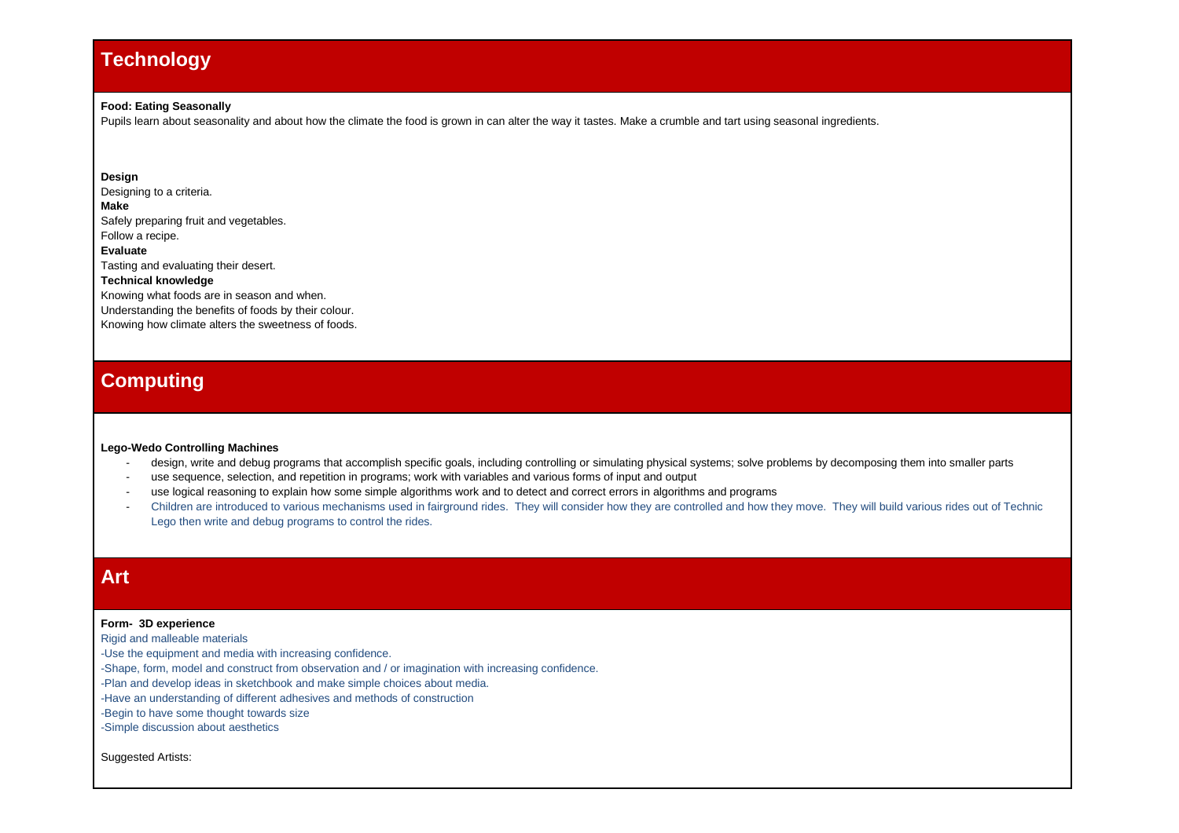## Technology

**Food: Eating Seasonally**

Pupils learn about seasonality and about how the climate the food is grown in can alter the way it tastes. Make a crumble and tart using seasonal ingredients.

**Design**

Designing to a criteria.

**Make**

Safely preparing fruit and vegetables.

Follow a recipe.

**Evaluate**

Tasting and evaluating their desert.

**Technical knowledge**

Knowing what foods are in season and when.

Understanding the benefits of foods by their colour.

Knowing how climate alters the sweetness of foods.

## Computing

**Lego-Wedo Controlling Machines**

- design, write and debug programs that accomplish specific goals, including controlling or simulating physical systems; solve problems by decomposing them into smaller parts
- use sequence, selection, and repetition in programs; work with variables and various forms of input and output
- use logical reasoning to explain how some simple algorithms work and to detect and correct errors in algorithms and programs
- Children are introduced to various mechanisms used in fairground rides. They will consider how they are controlled and how they move. They will build various rides out of Technic Lego then write and debug programs to control the rides.

## Art

**Form- 3D experience**

Rigid and malleable materials

-Use the equipment and media with increasing confidence.

-Shape, form, model and construct from observation and / or imagination with increasing confidence.

-Plan and develop ideas in sketchbook and make simple choices about media.

-Have an understanding of different adhesives and methods of construction

-Begin to have some thought towards size

-Simple discussion about aesthetics

Suggested Artists: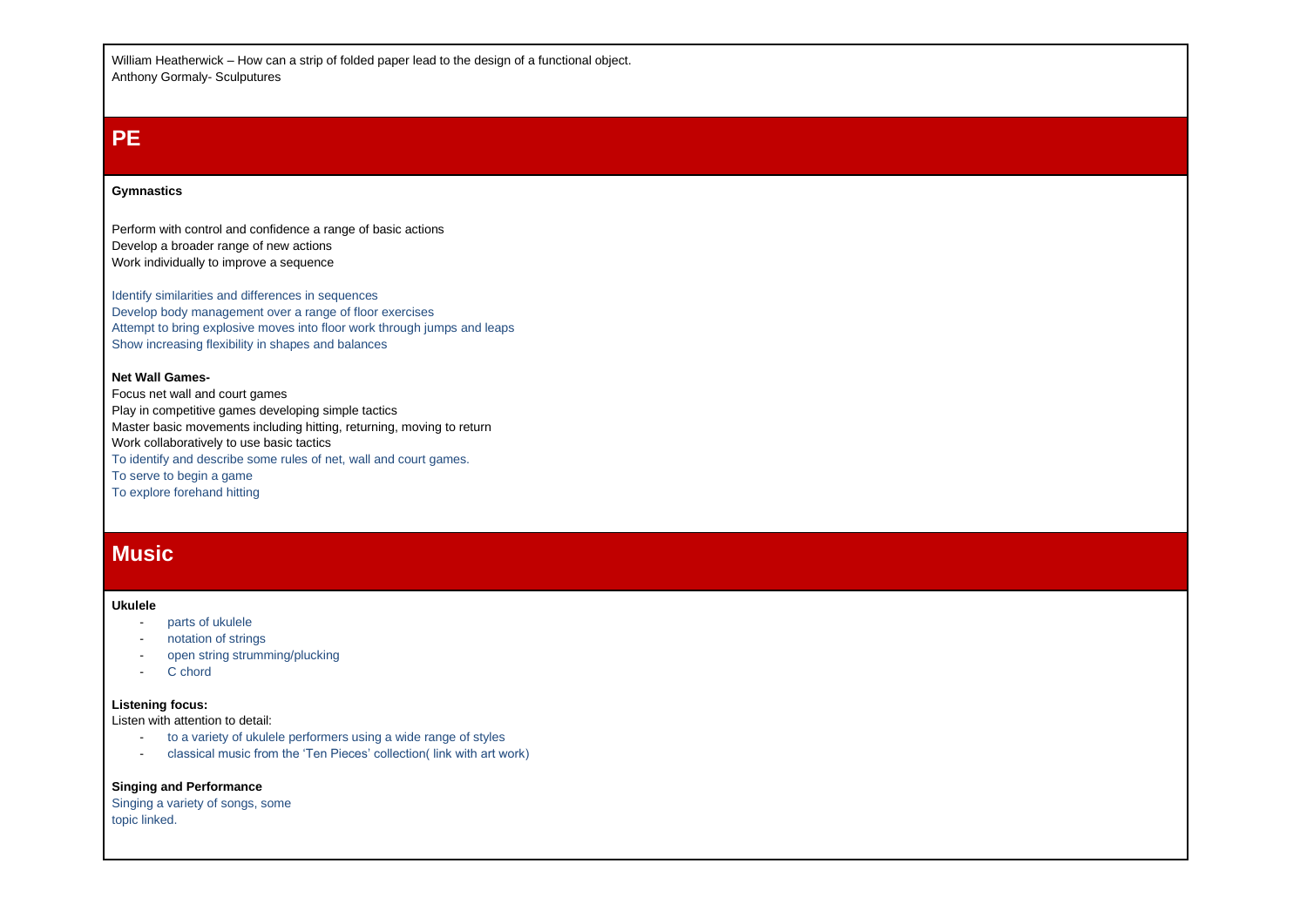William Heatherwick – How can a strip of folded paper lead to the design of a functional object.
Anthony Gormaly- Sculputures

## PE

**Gymnastics**

Perform with control and confidence a range of basic actions
Develop a broader range of new actions
Work individually to improve a sequence

Identify similarities and differences in sequences
Develop body management over a range of floor exercises
Attempt to bring explosive moves into floor work through jumps and leaps
Show increasing flexibility in shapes and balances

**Net Wall Games-**
Focus net wall and court games
Play in competitive games developing simple tactics
Master basic movements including hitting, returning, moving to return
Work collaboratively to use basic tactics
To identify and describe some rules of net, wall and court games.
To serve to begin a game
To explore forehand hitting

## Music

**Ukulele**

- parts of ukulele
- notation of strings
- open string strumming/plucking
- C chord

**Listening focus:**
Listen with attention to detail:

- to a variety of ukulele performers using a wide range of styles
- classical music from the 'Ten Pieces' collection( link with art work)

**Singing and Performance**
Singing a variety of songs, some
topic linked.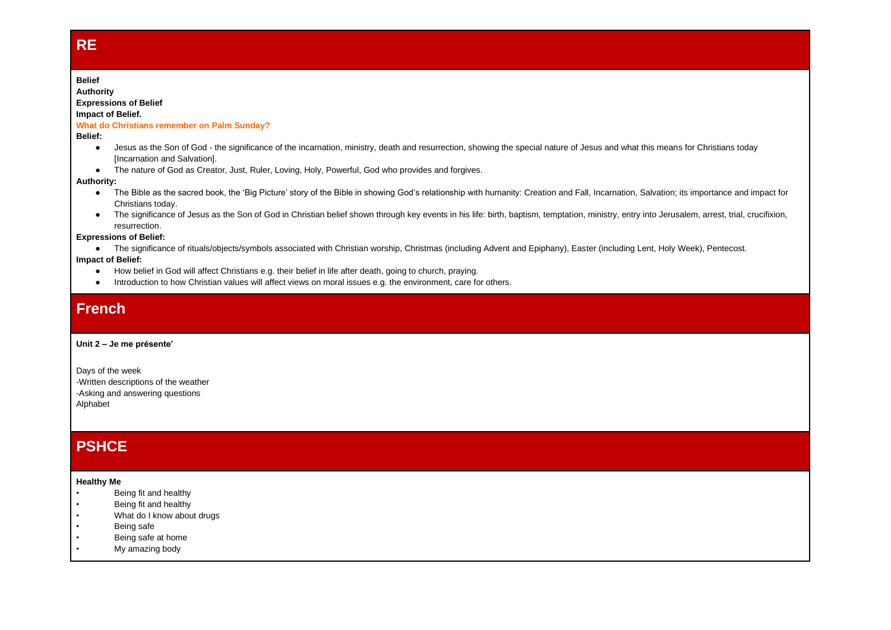## RE

**Belief**
**Authority**
**Expressions of Belief**
**Impact of Belief.**

**What do Christians remember on Palm Sunday?**

**Belief:**

- Jesus as the Son of God - the significance of the incarnation, ministry, death and resurrection, showing the special nature of Jesus and what this means for Christians today [Incarnation and Salvation].
- The nature of God as Creator, Just, Ruler, Loving, Holy, Powerful, God who provides and forgives.

**Authority:**

- The Bible as the sacred book, the 'Big Picture' story of the Bible in showing God's relationship with humanity: Creation and Fall, Incarnation, Salvation; its importance and impact for Christians today.
- The significance of Jesus as the Son of God in Christian belief shown through key events in his life: birth, baptism, temptation, ministry, entry into Jerusalem, arrest, trial, crucifixion, resurrection.

**Expressions of Belief:**

- The significance of rituals/objects/symbols associated with Christian worship, Christmas (including Advent and Epiphany), Easter (including Lent, Holy Week), Pentecost.

**Impact of Belief:**

- How belief in God will affect Christians e.g. their belief in life after death, going to church, praying.
- Introduction to how Christian values will affect views on moral issues e.g. the environment, care for others.

## French

**Unit 2 – Je me présente'**

Days of the week
-Written descriptions of the weather
-Asking and answering questions
Alphabet

## PSHCE

**Healthy Me**

- Being fit and healthy
- Being fit and healthy
- What do I know about drugs
- Being safe
- Being safe at home
- My amazing body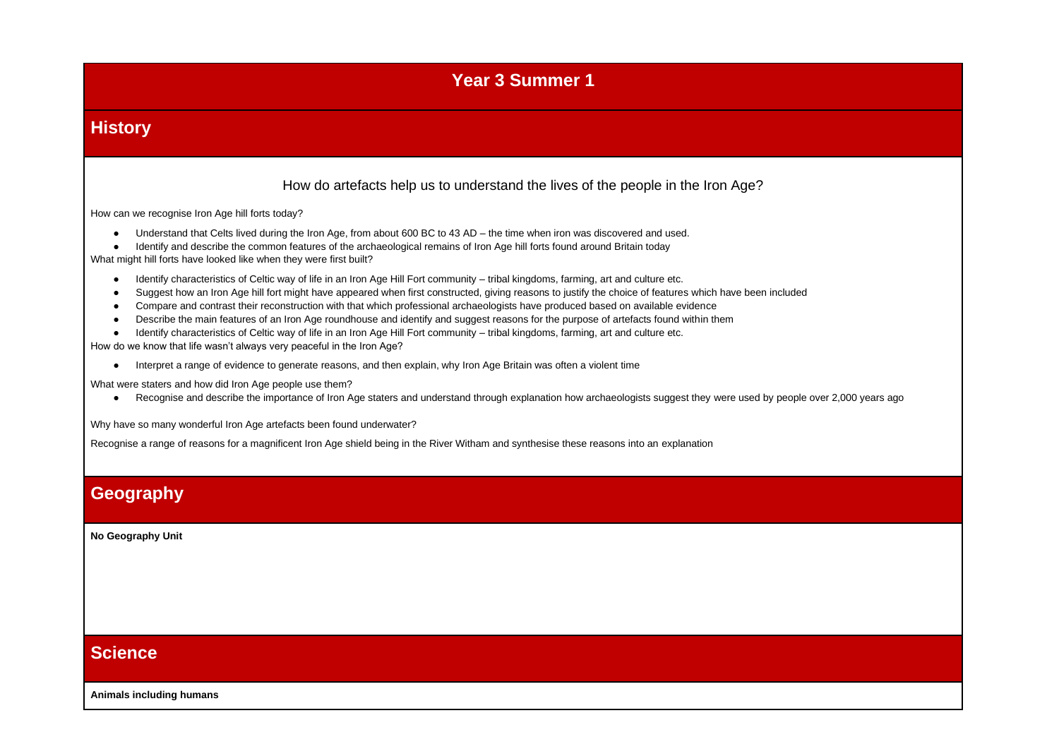# Year 3 Summer 1

## History

How do artefacts help us to understand the lives of the people in the Iron Age?

How can we recognise Iron Age hill forts today?

- Understand that Celts lived during the Iron Age, from about 600 BC to 43 AD – the time when iron was discovered and used.
- Identify and describe the common features of the archaeological remains of Iron Age hill forts found around Britain today

What might hill forts have looked like when they were first built?

- Identify characteristics of Celtic way of life in an Iron Age Hill Fort community – tribal kingdoms, farming, art and culture etc.
- Suggest how an Iron Age hill fort might have appeared when first constructed, giving reasons to justify the choice of features which have been included
- Compare and contrast their reconstruction with that which professional archaeologists have produced based on available evidence
- Describe the main features of an Iron Age roundhouse and identify and suggest reasons for the purpose of artefacts found within them
- Identify characteristics of Celtic way of life in an Iron Age Hill Fort community – tribal kingdoms, farming, art and culture etc.

How do we know that life wasn't always very peaceful in the Iron Age?

- Interpret a range of evidence to generate reasons, and then explain, why Iron Age Britain was often a violent time

What were staters and how did Iron Age people use them?

- Recognise and describe the importance of Iron Age staters and understand through explanation how archaeologists suggest they were used by people over 2,000 years ago

Why have so many wonderful Iron Age artefacts been found underwater?

Recognise a range of reasons for a magnificent Iron Age shield being in the River Witham and synthesise these reasons into an explanation

## Geography

**No Geography Unit**

## Science

**Animals including humans**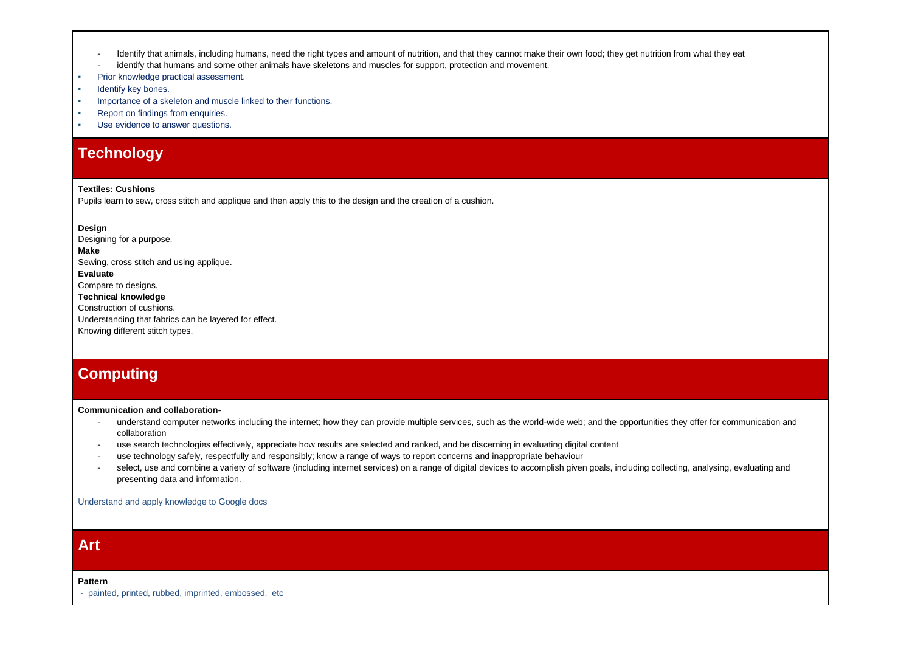- Identify that animals, including humans, need the right types and amount of nutrition, and that they cannot make their own food; they get nutrition from what they eat
- identify that humans and some other animals have skeletons and muscles for support, protection and movement.

- Prior knowledge practical assessment.
- Identify key bones.
- Importance of a skeleton and muscle linked to their functions.
- Report on findings from enquiries.
- Use evidence to answer questions.

## Technology

**Textiles: Cushions**

Pupils learn to sew, cross stitch and applique and then apply this to the design and the creation of a cushion.

**Design**

Designing for a purpose.

**Make**

Sewing, cross stitch and using applique.

**Evaluate**

Compare to designs.

**Technical knowledge**

Construction of cushions.

Understanding that fabrics can be layered for effect.

Knowing different stitch types.

## Computing

**Communication and collaboration-**

- understand computer networks including the internet; how they can provide multiple services, such as the world-wide web; and the opportunities they offer for communication and collaboration
- use search technologies effectively, appreciate how results are selected and ranked, and be discerning in evaluating digital content
- use technology safely, respectfully and responsibly; know a range of ways to report concerns and inappropriate behaviour
- select, use and combine a variety of software (including internet services) on a range of digital devices to accomplish given goals, including collecting, analysing, evaluating and presenting data and information.

Understand and apply knowledge to Google docs

## Art

**Pattern**

- painted, printed, rubbed, imprinted, embossed, etc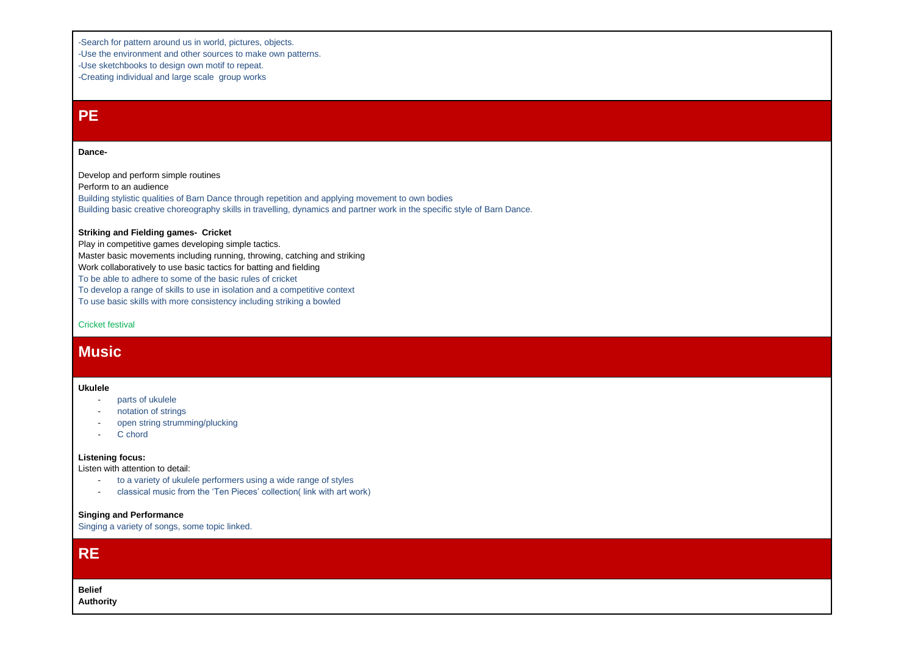-Search for pattern around us in world, pictures, objects.
-Use the environment and other sources to make own patterns.
-Use sketchbooks to design own motif to repeat.
-Creating individual and large scale group works

## PE

**Dance-**

Develop and perform simple routines
Perform to an audience
Building stylistic qualities of Barn Dance through repetition and applying movement to own bodies
Building basic creative choreography skills in travelling, dynamics and partner work in the specific style of Barn Dance.

**Striking and Fielding games- Cricket**
Play in competitive games developing simple tactics.
Master basic movements including running, throwing, catching and striking
Work collaboratively to use basic tactics for batting and fielding
To be able to adhere to some of the basic rules of cricket
To develop a range of skills to use in isolation and a competitive context
To use basic skills with more consistency including striking a bowled

Cricket festival

## Music

**Ukulele**

- parts of ukulele
- notation of strings
- open string strumming/plucking
- C chord

**Listening focus:**
Listen with attention to detail:

- to a variety of ukulele performers using a wide range of styles
- classical music from the 'Ten Pieces' collection( link with art work)

**Singing and Performance**
Singing a variety of songs, some topic linked.

## RE

**Belief**
**Authority**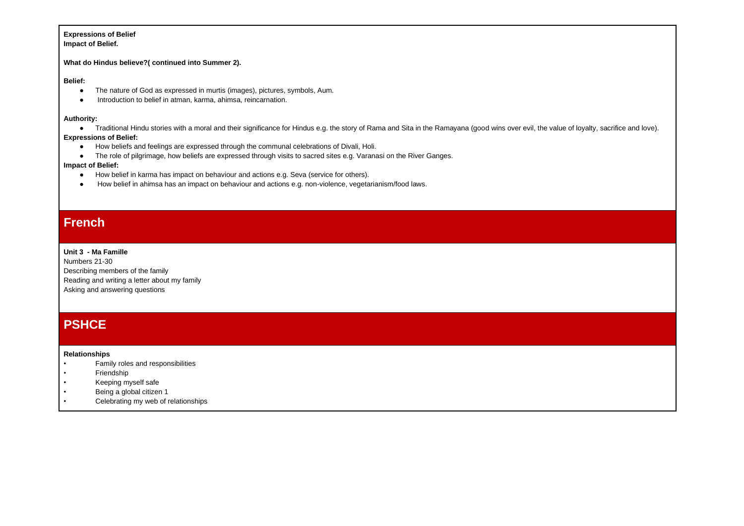**Expressions of Belief**
**Impact of Belief.**

**What do Hindus believe?( continued into Summer 2).**

**Belief:**

- The nature of God as expressed in murtis (images), pictures, symbols, Aum.
- Introduction to belief in atman, karma, ahimsa, reincarnation.

**Authority:**

- Traditional Hindu stories with a moral and their significance for Hindus e.g. the story of Rama and Sita in the Ramayana (good wins over evil, the value of loyalty, sacrifice and love).

**Expressions of Belief:**

- How beliefs and feelings are expressed through the communal celebrations of Divali, Holi.
- The role of pilgrimage, how beliefs are expressed through visits to sacred sites e.g. Varanasi on the River Ganges.

**Impact of Belief:**

- How belief in karma has impact on behaviour and actions e.g. Seva (service for others).
- How belief in ahimsa has an impact on behaviour and actions e.g. non-violence, vegetarianism/food laws.

## French

**Unit 3 - Ma Famille**
Numbers 21-30
Describing members of the family
Reading and writing a letter about my family
Asking and answering questions

## PSHCE

**Relationships**

- Family roles and responsibilities
- Friendship
- Keeping myself safe
- Being a global citizen 1
- Celebrating my web of relationships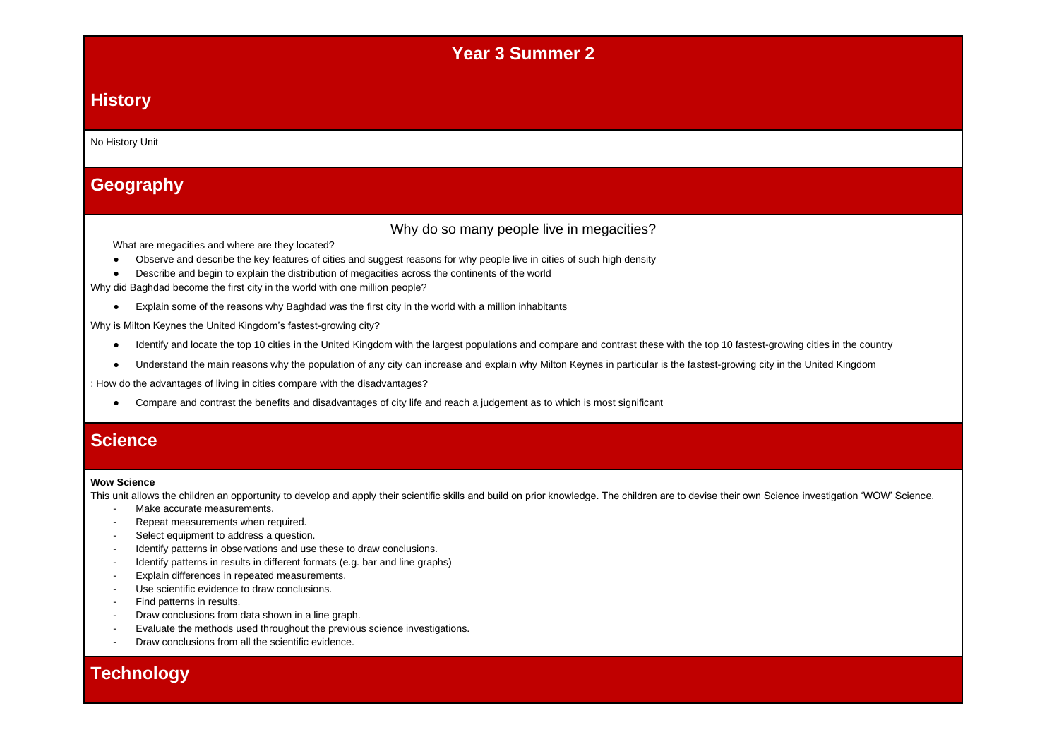# Year 3 Summer 2

## History

No History Unit

## Geography

### Why do so many people live in megacities?

What are megacities and where are they located?

- Observe and describe the key features of cities and suggest reasons for why people live in cities of such high density
- Describe and begin to explain the distribution of megacities across the continents of the world

Why did Baghdad become the first city in the world with one million people?

- Explain some of the reasons why Baghdad was the first city in the world with a million inhabitants

Why is Milton Keynes the United Kingdom's fastest-growing city?

- Identify and locate the top 10 cities in the United Kingdom with the largest populations and compare and contrast these with the top 10 fastest-growing cities in the country
- Understand the main reasons why the population of any city can increase and explain why Milton Keynes in particular is the fastest-growing city in the United Kingdom

: How do the advantages of living in cities compare with the disadvantages?

- Compare and contrast the benefits and disadvantages of city life and reach a judgement as to which is most significant

## Science

**Wow Science**

This unit allows the children an opportunity to develop and apply their scientific skills and build on prior knowledge. The children are to devise their own Science investigation 'WOW' Science.

- Make accurate measurements.
- Repeat measurements when required.
- Select equipment to address a question.
- Identify patterns in observations and use these to draw conclusions.
- Identify patterns in results in different formats (e.g. bar and line graphs)
- Explain differences in repeated measurements.
- Use scientific evidence to draw conclusions.
- Find patterns in results.
- Draw conclusions from data shown in a line graph.
- Evaluate the methods used throughout the previous science investigations.
- Draw conclusions from all the scientific evidence.

## Technology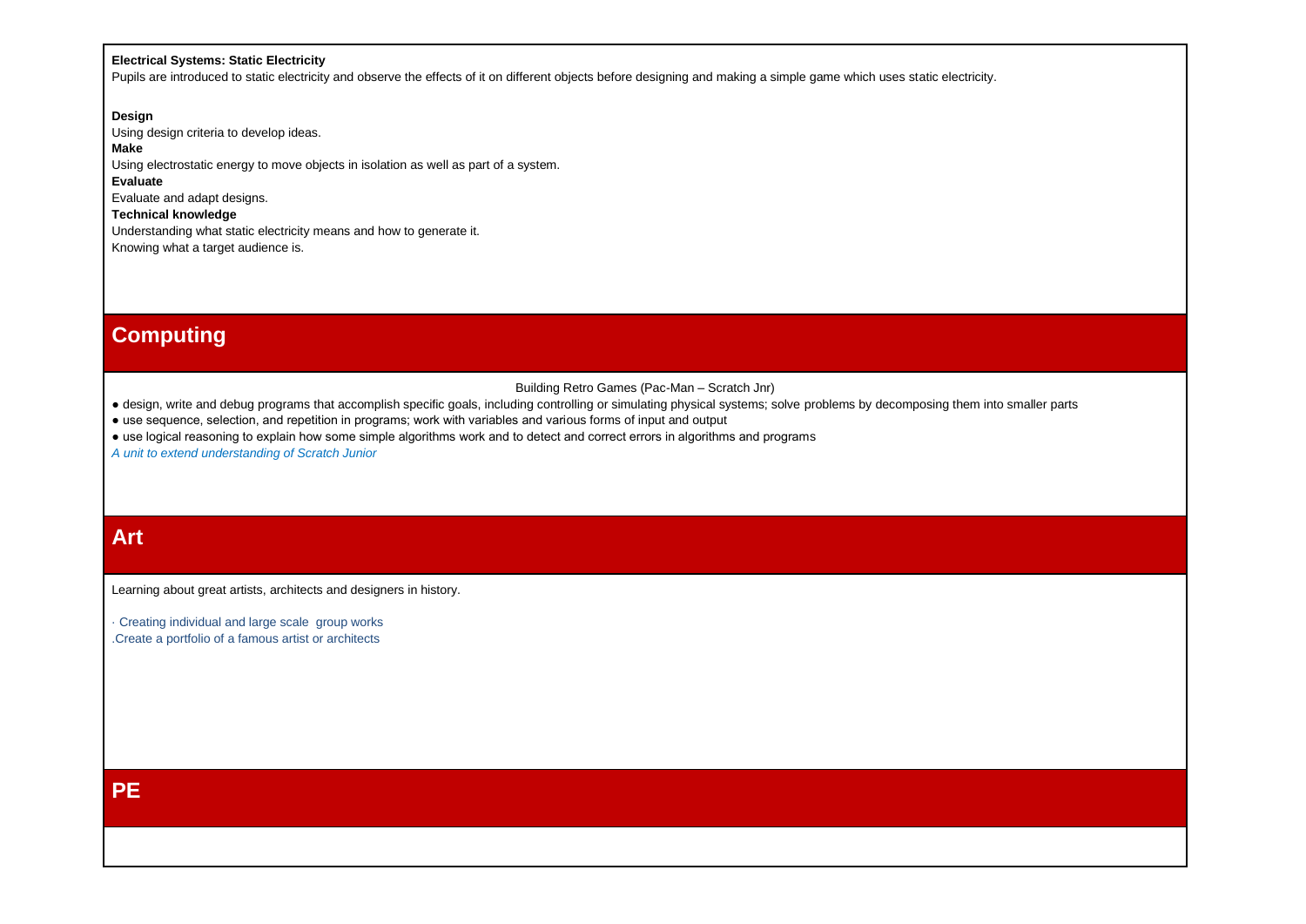**Electrical Systems: Static Electricity**

Pupils are introduced to static electricity and observe the effects of it on different objects before designing and making a simple game which uses static electricity.

**Design**

Using design criteria to develop ideas.

**Make**

Using electrostatic energy to move objects in isolation as well as part of a system.

**Evaluate**

Evaluate and adapt designs.

**Technical knowledge**

Understanding what static electricity means and how to generate it.

Knowing what a target audience is.

## Computing

Building Retro Games (Pac-Man – Scratch Jnr)

- design, write and debug programs that accomplish specific goals, including controlling or simulating physical systems; solve problems by decomposing them into smaller parts
- use sequence, selection, and repetition in programs; work with variables and various forms of input and output
- use logical reasoning to explain how some simple algorithms work and to detect and correct errors in algorithms and programs

*A unit to extend understanding of Scratch Junior*

## Art

Learning about great artists, architects and designers in history.

· Creating individual and large scale group works

.Create a portfolio of a famous artist or architects

## PE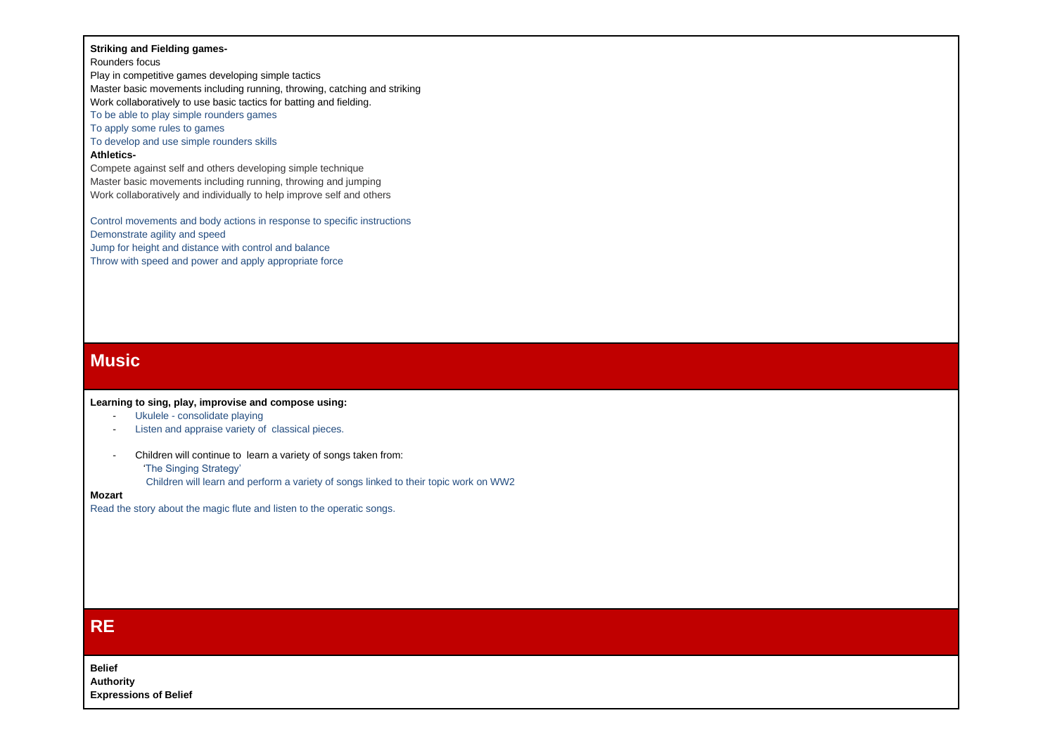**Striking and Fielding games-**

Rounders focus

Play in competitive games developing simple tactics

Master basic movements including running, throwing, catching and striking

Work collaboratively to use basic tactics for batting and fielding.

To be able to play simple rounders games

To apply some rules to games

To develop and use simple rounders skills

**Athletics-**

Compete against self and others developing simple technique

Master basic movements including running, throwing and jumping

Work collaboratively and individually to help improve self and others

Control movements and body actions in response to specific instructions

Demonstrate agility and speed

Jump for height and distance with control and balance

Throw with speed and power and apply appropriate force

## Music

**Learning to sing, play, improvise and compose using:**

- Ukulele - consolidate playing
- Listen and appraise variety of classical pieces.
- Children will continue to learn a variety of songs taken from:
  'The Singing Strategy'
  Children will learn and perform a variety of songs linked to their topic work on WW2

**Mozart**

Read the story about the magic flute and listen to the operatic songs.

## RE

**Belief**

**Authority**

**Expressions of Belief**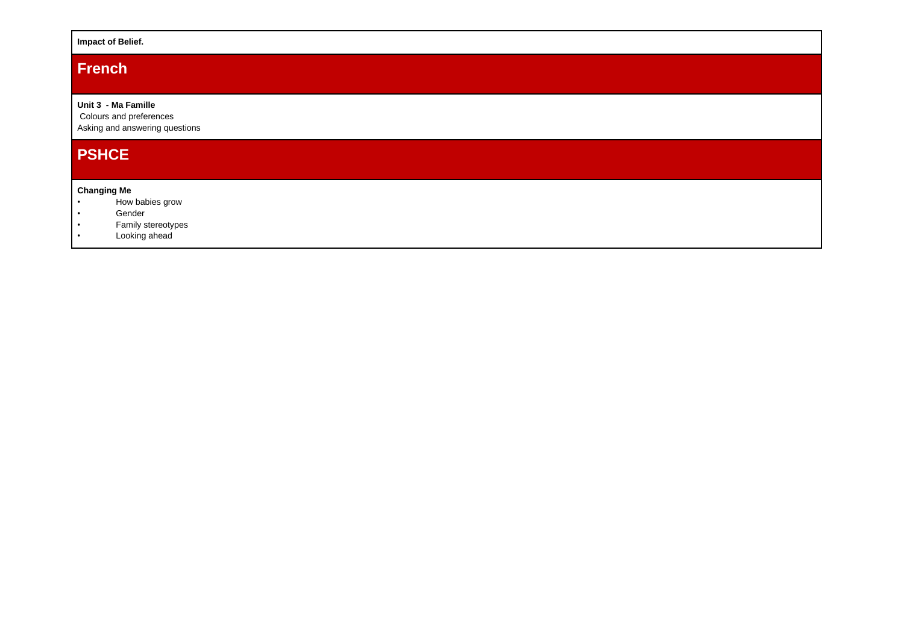**Impact of Belief.**

## French

**Unit 3 - Ma Famille**
Colours and preferences
Asking and answering questions

## PSHCE

**Changing Me**

- How babies grow
- Gender
- Family stereotypes
- Looking ahead